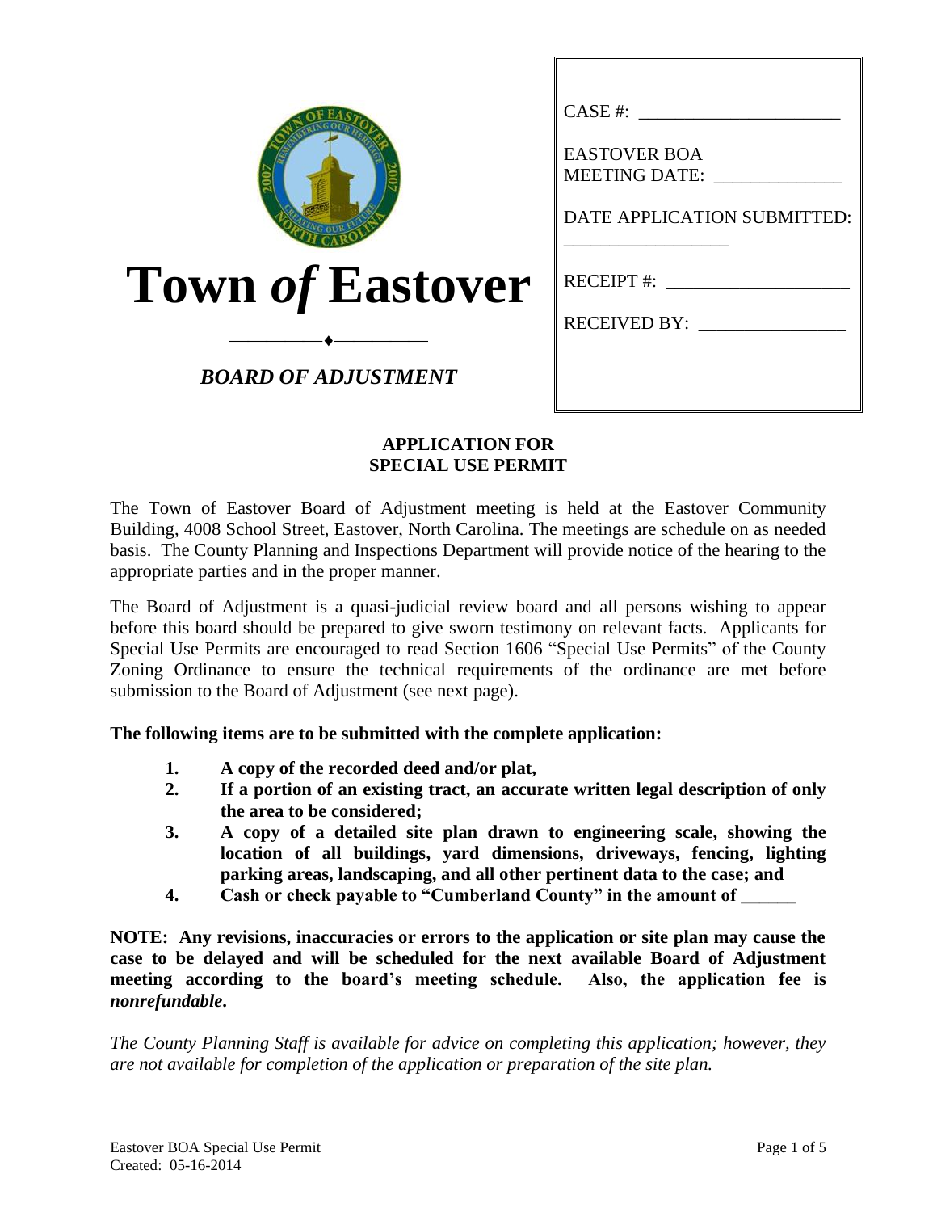# Town *of* Eastover

***BOARD OF ADJUSTMENT***

CASE #: ______________________

EASTOVER BOA MEETING DATE: ______________

DATE APPLICATION SUBMITTED: __________________

RECEIPT #: ____________________

RECEIVED BY: ________________

## APPLICATION FOR SPECIAL USE PERMIT

The Town of Eastover Board of Adjustment meeting is held at the Eastover Community Building, 4008 School Street, Eastover, North Carolina. The meetings are schedule on as needed basis. The County Planning and Inspections Department will provide notice of the hearing to the appropriate parties and in the proper manner.

The Board of Adjustment is a quasi-judicial review board and all persons wishing to appear before this board should be prepared to give sworn testimony on relevant facts. Applicants for Special Use Permits are encouraged to read Section 1606 "Special Use Permits" of the County Zoning Ordinance to ensure the technical requirements of the ordinance are met before submission to the Board of Adjustment (see next page).

**The following items are to be submitted with the complete application:**

1. **A copy of the recorded deed and/or plat,**
2. **If a portion of an existing tract, an accurate written legal description of only the area to be considered;**
3. **A copy of a detailed site plan drawn to engineering scale, showing the location of all buildings, yard dimensions, driveways, fencing, lighting parking areas, landscaping, and all other pertinent data to the case; and**
4. **Cash or check payable to "Cumberland County" in the amount of ______**

**NOTE: Any revisions, inaccuracies or errors to the application or site plan may cause the case to be delayed and will be scheduled for the next available Board of Adjustment meeting according to the board's meeting schedule. Also, the application fee is *nonrefundable*.**

*The County Planning Staff is available for advice on completing this application; however, they are not available for completion of the application or preparation of the site plan.*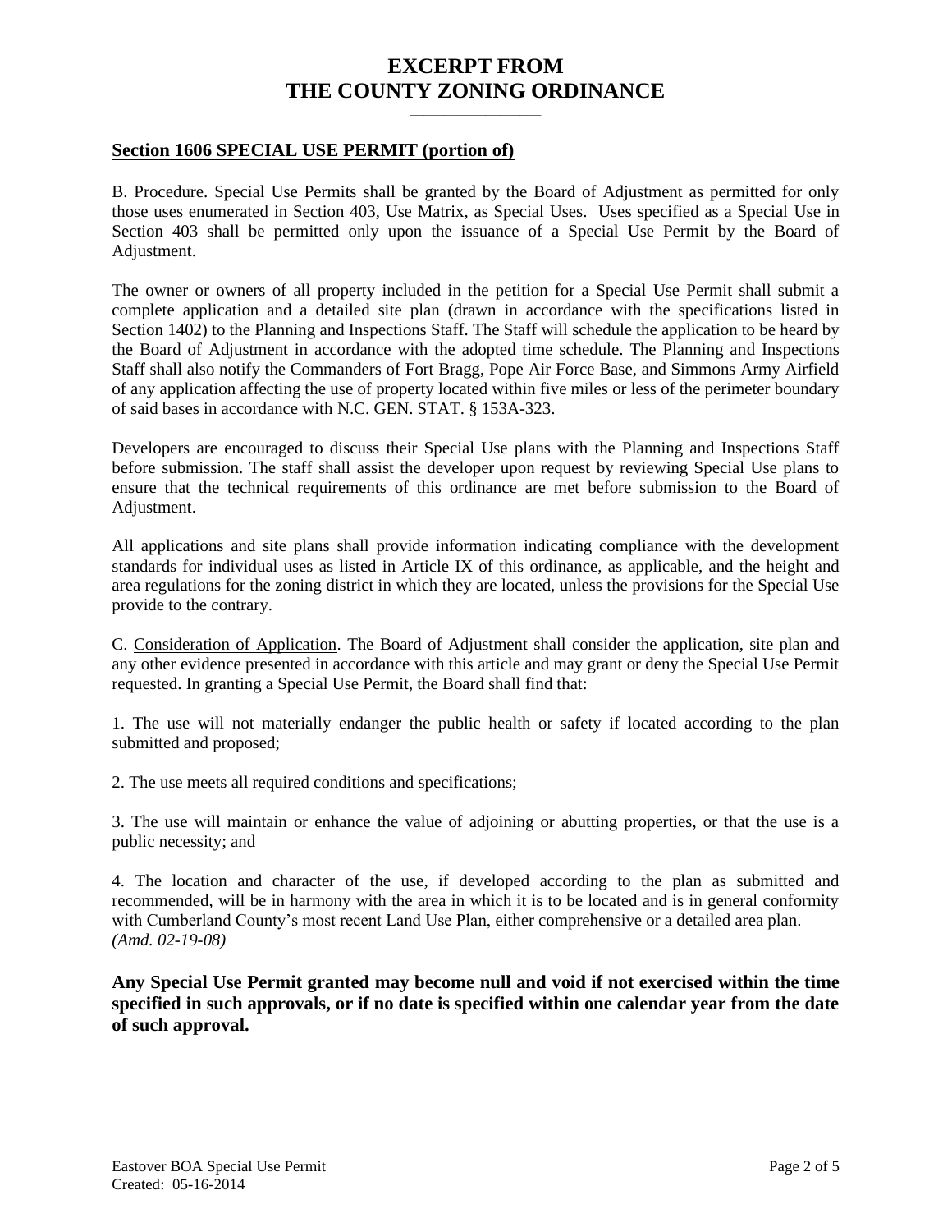# EXCERPT FROM
# THE COUNTY ZONING ORDINANCE

## Section 1606 SPECIAL USE PERMIT (portion of)

B. Procedure. Special Use Permits shall be granted by the Board of Adjustment as permitted for only those uses enumerated in Section 403, Use Matrix, as Special Uses. Uses specified as a Special Use in Section 403 shall be permitted only upon the issuance of a Special Use Permit by the Board of Adjustment.

The owner or owners of all property included in the petition for a Special Use Permit shall submit a complete application and a detailed site plan (drawn in accordance with the specifications listed in Section 1402) to the Planning and Inspections Staff. The Staff will schedule the application to be heard by the Board of Adjustment in accordance with the adopted time schedule. The Planning and Inspections Staff shall also notify the Commanders of Fort Bragg, Pope Air Force Base, and Simmons Army Airfield of any application affecting the use of property located within five miles or less of the perimeter boundary of said bases in accordance with N.C. GEN. STAT. § 153A-323.

Developers are encouraged to discuss their Special Use plans with the Planning and Inspections Staff before submission. The staff shall assist the developer upon request by reviewing Special Use plans to ensure that the technical requirements of this ordinance are met before submission to the Board of Adjustment.

All applications and site plans shall provide information indicating compliance with the development standards for individual uses as listed in Article IX of this ordinance, as applicable, and the height and area regulations for the zoning district in which they are located, unless the provisions for the Special Use provide to the contrary.

C. Consideration of Application. The Board of Adjustment shall consider the application, site plan and any other evidence presented in accordance with this article and may grant or deny the Special Use Permit requested. In granting a Special Use Permit, the Board shall find that:

1. The use will not materially endanger the public health or safety if located according to the plan submitted and proposed;

2. The use meets all required conditions and specifications;

3. The use will maintain or enhance the value of adjoining or abutting properties, or that the use is a public necessity; and

4. The location and character of the use, if developed according to the plan as submitted and recommended, will be in harmony with the area in which it is to be located and is in general conformity with Cumberland County's most recent Land Use Plan, either comprehensive or a detailed area plan. *(Amd. 02-19-08)*

**Any Special Use Permit granted may become null and void if not exercised within the time specified in such approvals, or if no date is specified within one calendar year from the date of such approval.**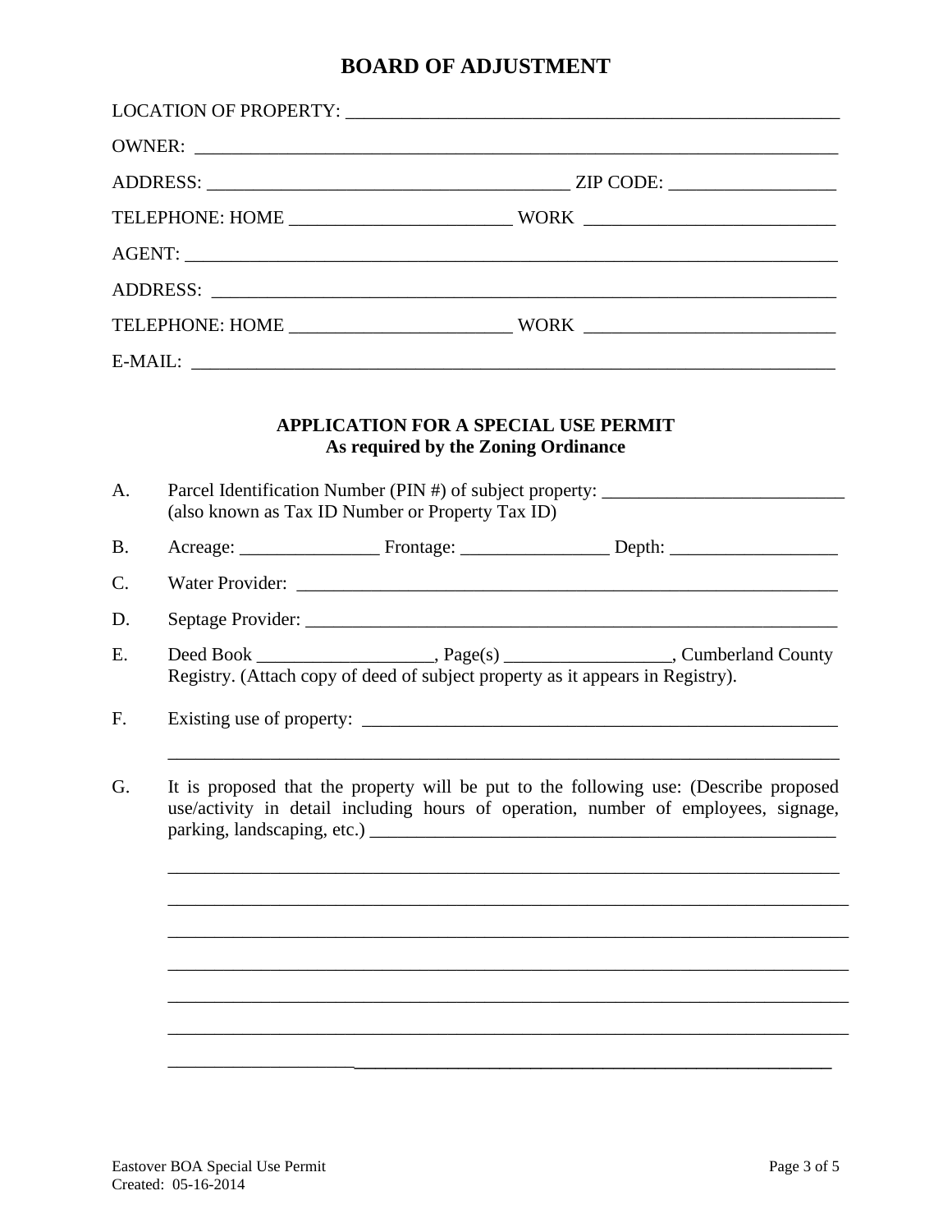# BOARD OF ADJUSTMENT

LOCATION OF PROPERTY: ______________________________________________________

OWNER: ________________________________________________________________

ADDRESS: ____________________________________ ZIP CODE: ________________

TELEPHONE: HOME ______________________ WORK _________________________

AGENT: ________________________________________________________________

ADDRESS: ______________________________________________________________

TELEPHONE: HOME ______________________ WORK _________________________

E-MAIL: _______________________________________________________________

## APPLICATION FOR A SPECIAL USE PERMIT
**As required by the Zoning Ordinance**

A. Parcel Identification Number (PIN #) of subject property: _________________________
(also known as Tax ID Number or Property Tax ID)

B. Acreage: ______________ Frontage: _______________ Depth: _________________

C. Water Provider: ______________________________________________________

D. Septage Provider: ____________________________________________________

E. Deed Book __________________, Page(s) _________________, Cumberland County Registry. (Attach copy of deed of subject property as it appears in Registry).

F. Existing use of property: ________________________________________________

_____________________________________________________________________

G. It is proposed that the property will be put to the following use: (Describe proposed use/activity in detail including hours of operation, number of employees, signage, parking, landscaping, etc.) _____________________________________________

_____________________________________________________________________

_____________________________________________________________________

_____________________________________________________________________

_____________________________________________________________________

_____________________________________________________________________

_____________________________________________________________________

_____________________________________________________________________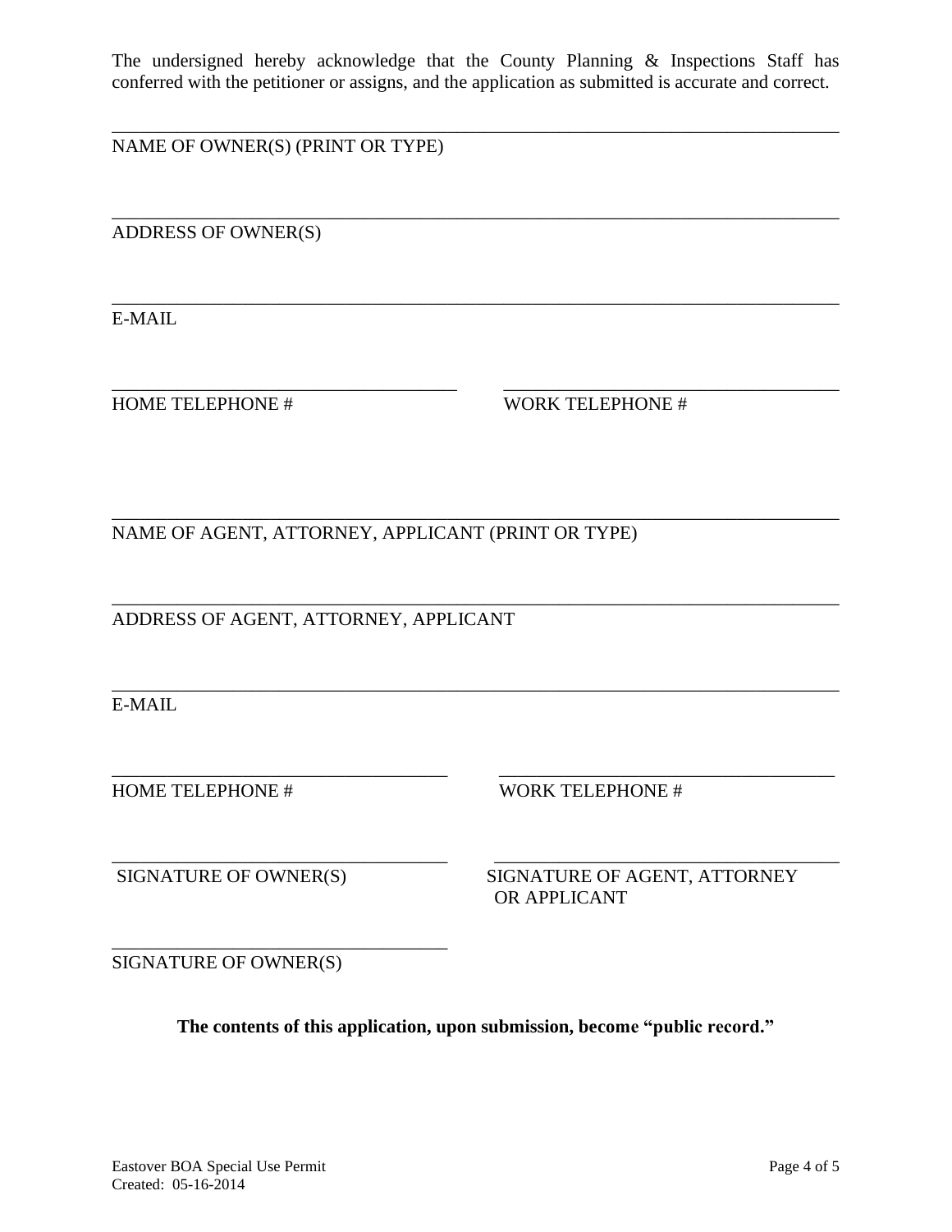The undersigned hereby acknowledge that the County Planning & Inspections Staff has conferred with the petitioner or assigns, and the application as submitted is accurate and correct.

\_\_\_\_\_\_\_\_\_\_\_\_\_\_\_\_\_\_\_\_\_\_\_\_\_\_\_\_\_\_\_\_\_\_\_\_\_\_\_\_\_\_\_\_\_\_\_\_\_\_\_\_\_\_\_\_\_\_\_\_\_\_\_\_\_\_\_\_\_\_\_\_\_\_\_\_
NAME OF OWNER(S) (PRINT OR TYPE)

\_\_\_\_\_\_\_\_\_\_\_\_\_\_\_\_\_\_\_\_\_\_\_\_\_\_\_\_\_\_\_\_\_\_\_\_\_\_\_\_\_\_\_\_\_\_\_\_\_\_\_\_\_\_\_\_\_\_\_\_\_\_\_\_\_\_\_\_\_\_\_\_\_\_\_\_
ADDRESS OF OWNER(S)

\_\_\_\_\_\_\_\_\_\_\_\_\_\_\_\_\_\_\_\_\_\_\_\_\_\_\_\_\_\_\_\_\_\_\_\_\_\_\_\_\_\_\_\_\_\_\_\_\_\_\_\_\_\_\_\_\_\_\_\_\_\_\_\_\_\_\_\_\_\_\_\_\_\_\_\_
E-MAIL

\_\_\_\_\_\_\_\_\_\_\_\_\_\_\_\_\_\_\_\_\_\_\_\_\_\_\_\_\_\_\_\_\_\_\_\_ \_\_\_\_\_\_\_\_\_\_\_\_\_\_\_\_\_\_\_\_\_\_\_\_\_\_\_\_\_\_\_\_\_\_\_\_
HOME TELEPHONE # WORK TELEPHONE #

\_\_\_\_\_\_\_\_\_\_\_\_\_\_\_\_\_\_\_\_\_\_\_\_\_\_\_\_\_\_\_\_\_\_\_\_\_\_\_\_\_\_\_\_\_\_\_\_\_\_\_\_\_\_\_\_\_\_\_\_\_\_\_\_\_\_\_\_\_\_\_\_\_\_\_\_
NAME OF AGENT, ATTORNEY, APPLICANT (PRINT OR TYPE)

\_\_\_\_\_\_\_\_\_\_\_\_\_\_\_\_\_\_\_\_\_\_\_\_\_\_\_\_\_\_\_\_\_\_\_\_\_\_\_\_\_\_\_\_\_\_\_\_\_\_\_\_\_\_\_\_\_\_\_\_\_\_\_\_\_\_\_\_\_\_\_\_\_\_\_\_
ADDRESS OF AGENT, ATTORNEY, APPLICANT

\_\_\_\_\_\_\_\_\_\_\_\_\_\_\_\_\_\_\_\_\_\_\_\_\_\_\_\_\_\_\_\_\_\_\_\_\_\_\_\_\_\_\_\_\_\_\_\_\_\_\_\_\_\_\_\_\_\_\_\_\_\_\_\_\_\_\_\_\_\_\_\_\_\_\_\_
E-MAIL

\_\_\_\_\_\_\_\_\_\_\_\_\_\_\_\_\_\_\_\_\_\_\_\_\_\_\_\_\_\_\_\_\_\_\_\_ \_\_\_\_\_\_\_\_\_\_\_\_\_\_\_\_\_\_\_\_\_\_\_\_\_\_\_\_\_\_\_\_\_\_\_\_
HOME TELEPHONE # WORK TELEPHONE #

\_\_\_\_\_\_\_\_\_\_\_\_\_\_\_\_\_\_\_\_\_\_\_\_\_\_\_\_\_\_\_\_\_\_\_\_ \_\_\_\_\_\_\_\_\_\_\_\_\_\_\_\_\_\_\_\_\_\_\_\_\_\_\_\_\_\_\_\_\_\_\_\_
SIGNATURE OF OWNER(S) SIGNATURE OF AGENT, ATTORNEY OR APPLICANT

\_\_\_\_\_\_\_\_\_\_\_\_\_\_\_\_\_\_\_\_\_\_\_\_\_\_\_\_\_\_\_\_\_\_\_\_
SIGNATURE OF OWNER(S)

**The contents of this application, upon submission, become "public record."**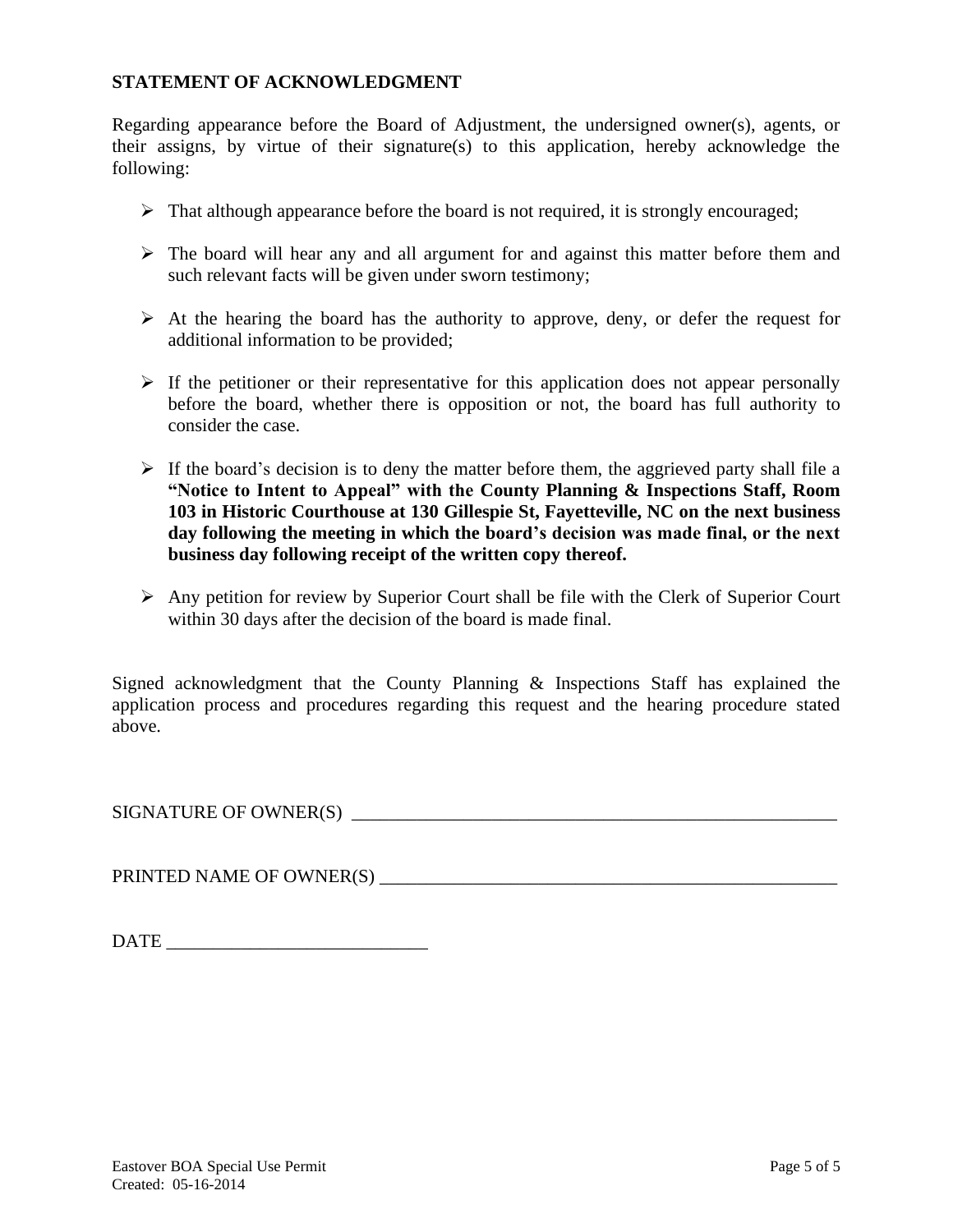**STATEMENT OF ACKNOWLEDGMENT**

Regarding appearance before the Board of Adjustment, the undersigned owner(s), agents, or their assigns, by virtue of their signature(s) to this application, hereby acknowledge the following:

- That although appearance before the board is not required, it is strongly encouraged;
- The board will hear any and all argument for and against this matter before them and such relevant facts will be given under sworn testimony;
- At the hearing the board has the authority to approve, deny, or defer the request for additional information to be provided;
- If the petitioner or their representative for this application does not appear personally before the board, whether there is opposition or not, the board has full authority to consider the case.
- If the board's decision is to deny the matter before them, the aggrieved party shall file a **"Notice to Intent to Appeal" with the County Planning & Inspections Staff, Room 103 in Historic Courthouse at 130 Gillespie St, Fayetteville, NC on the next business day following the meeting in which the board's decision was made final, or the next business day following receipt of the written copy thereof.**
- Any petition for review by Superior Court shall be file with the Clerk of Superior Court within 30 days after the decision of the board is made final.

Signed acknowledgment that the County Planning & Inspections Staff has explained the application process and procedures regarding this request and the hearing procedure stated above.

SIGNATURE OF OWNER(S) ______________________________________________________

PRINTED NAME OF OWNER(S) __________________________________________________

DATE ____________________________

Eastover BOA Special Use Permit
Created: 05-16-2014